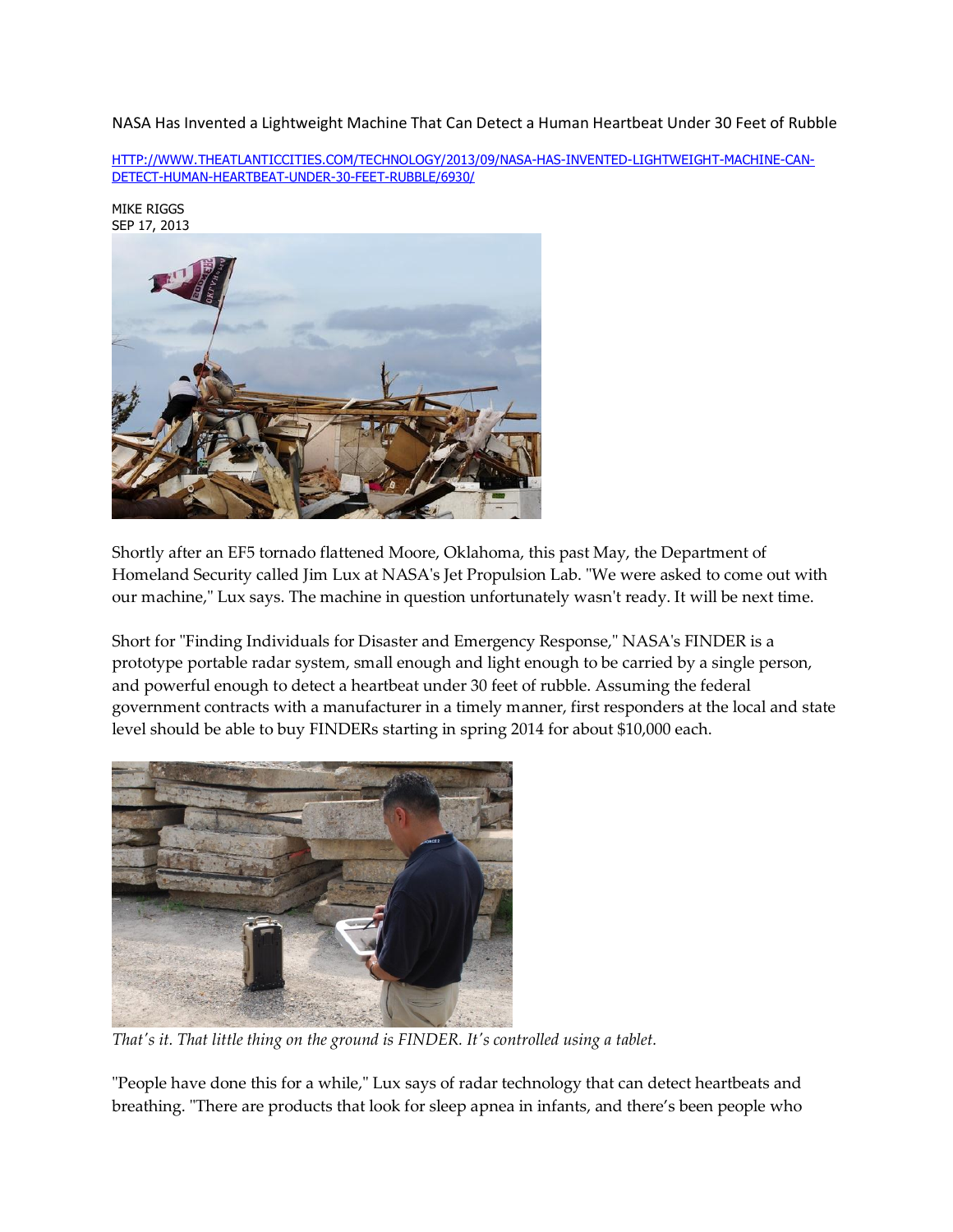NASA Has Invented a Lightweight Machine That Can Detect a Human Heartbeat Under 30 Feet of Rubble

HTTP://WWW.THEATLANTICCITIES.COM/TECHNOLOGY/2013/09/NASA-HAS-INVENTED-LIGHTWEIGHT-MACHINE-CAN-DETECT-HUMAN-HEARTBEAT-UNDER-30-FEET-RUBBLE/6930/

MIKE RIGGS
SEP 17, 2013

Shortly after an EF5 tornado flattened Moore, Oklahoma, this past May, the Department of Homeland Security called Jim Lux at NASA's Jet Propulsion Lab. "We were asked to come out with our machine," Lux says. The machine in question unfortunately wasn't ready. It will be next time.

Short for "Finding Individuals for Disaster and Emergency Response," NASA's FINDER is a prototype portable radar system, small enough and light enough to be carried by a single person, and powerful enough to detect a heartbeat under 30 feet of rubble. Assuming the federal government contracts with a manufacturer in a timely manner, first responders at the local and state level should be able to buy FINDERs starting in spring 2014 for about $10,000 each.

*That's it. That little thing on the ground is FINDER. It's controlled using a tablet.*

"People have done this for a while," Lux says of radar technology that can detect heartbeats and breathing. "There are products that look for sleep apnea in infants, and there's been people who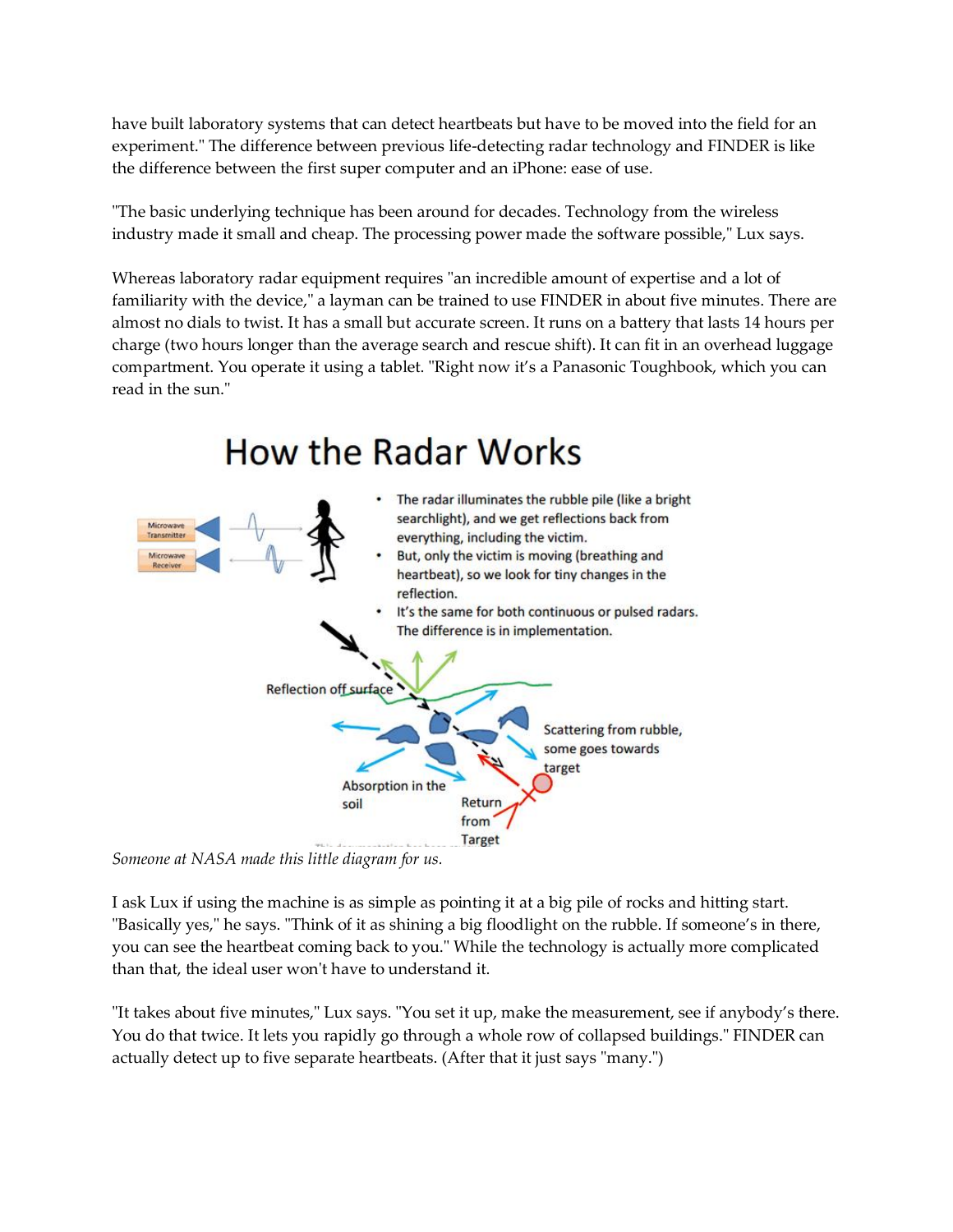have built laboratory systems that can detect heartbeats but have to be moved into the field for an experiment." The difference between previous life-detecting radar technology and FINDER is like the difference between the first super computer and an iPhone: ease of use.

"The basic underlying technique has been around for decades. Technology from the wireless industry made it small and cheap. The processing power made the software possible," Lux says.

Whereas laboratory radar equipment requires "an incredible amount of expertise and a lot of familiarity with the device," a layman can be trained to use FINDER in about five minutes. There are almost no dials to twist. It has a small but accurate screen. It runs on a battery that lasts 14 hours per charge (two hours longer than the average search and rescue shift). It can fit in an overhead luggage compartment. You operate it using a tablet. "Right now it's a Panasonic Toughbook, which you can read in the sun."

## How the Radar Works

- The radar illuminates the rubble pile (like a bright searchlight), and we get reflections back from everything, including the victim.
- But, only the victim is moving (breathing and heartbeat), so we look for tiny changes in the reflection.
- It's the same for both continuous or pulsed radars. The difference is in implementation.

*Someone at NASA made this little diagram for us.*

I ask Lux if using the machine is as simple as pointing it at a big pile of rocks and hitting start. "Basically yes," he says. "Think of it as shining a big floodlight on the rubble. If someone's in there, you can see the heartbeat coming back to you." While the technology is actually more complicated than that, the ideal user won't have to understand it.

"It takes about five minutes," Lux says. "You set it up, make the measurement, see if anybody's there. You do that twice. It lets you rapidly go through a whole row of collapsed buildings." FINDER can actually detect up to five separate heartbeats. (After that it just says "many.")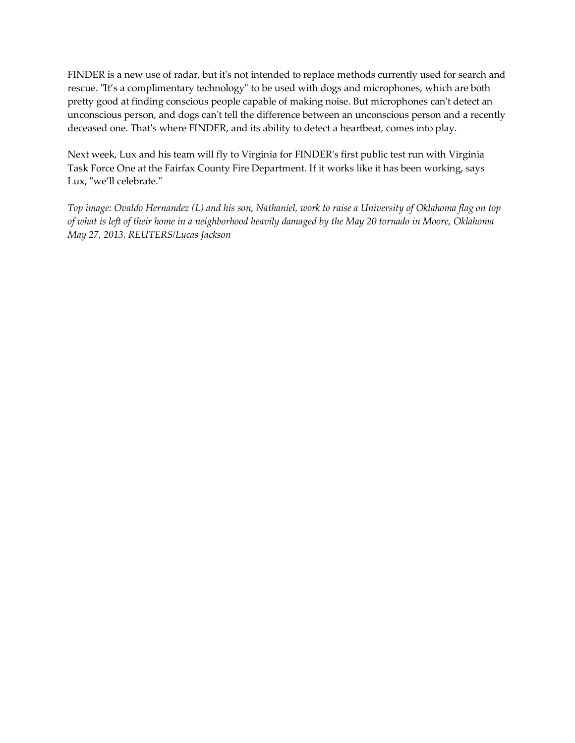FINDER is a new use of radar, but it's not intended to replace methods currently used for search and rescue. "It's a complimentary technology" to be used with dogs and microphones, which are both pretty good at finding conscious people capable of making noise. But microphones can't detect an unconscious person, and dogs can't tell the difference between an unconscious person and a recently deceased one. That's where FINDER, and its ability to detect a heartbeat, comes into play.

Next week, Lux and his team will fly to Virginia for FINDER's first public test run with Virginia Task Force One at the Fairfax County Fire Department. If it works like it has been working, says Lux, "we'll celebrate."

*Top image: Ovaldo Hernandez (L) and his son, Nathaniel, work to raise a University of Oklahoma flag on top of what is left of their home in a neighborhood heavily damaged by the May 20 tornado in Moore, Oklahoma May 27, 2013. REUTERS/Lucas Jackson*